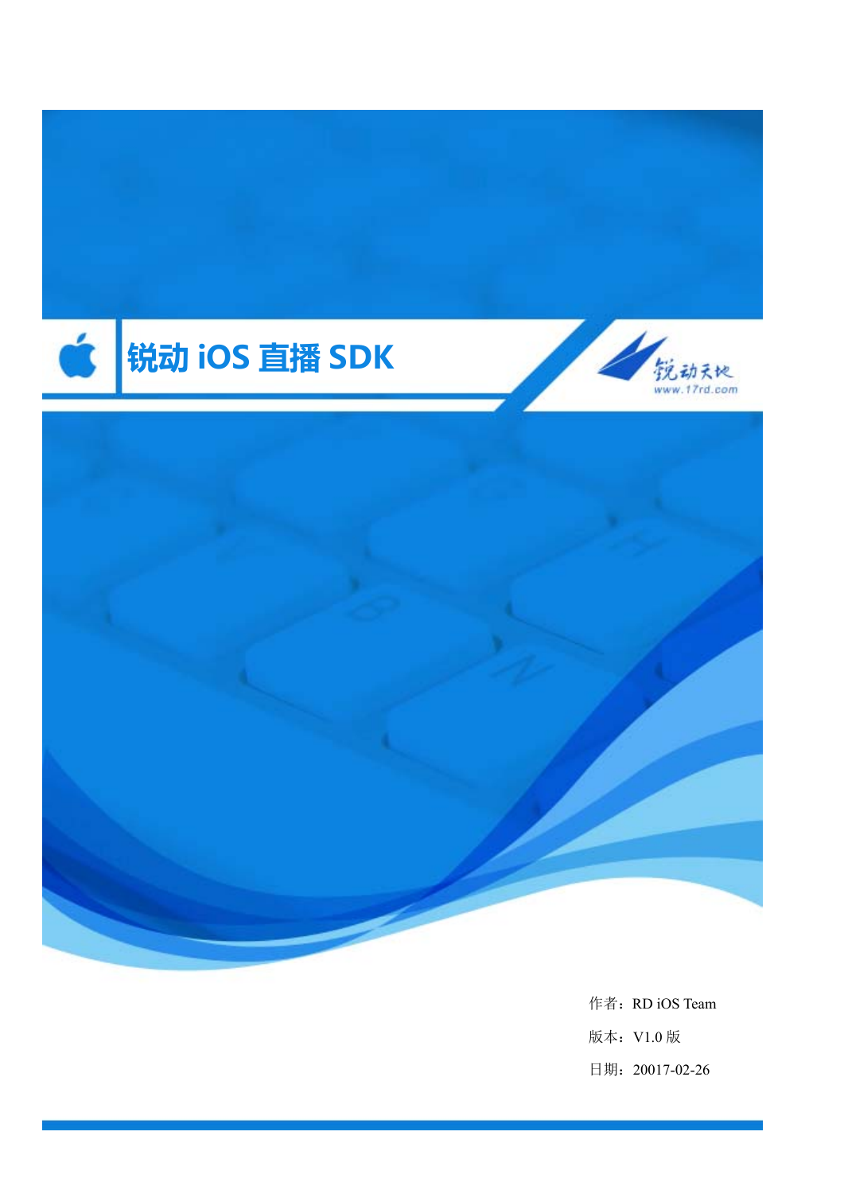# 锐动 iOS 直播 SDK

锐动天地

www.17rd.com

作者：RD iOS Team

版本：V1.0 版

日期：20017-02-26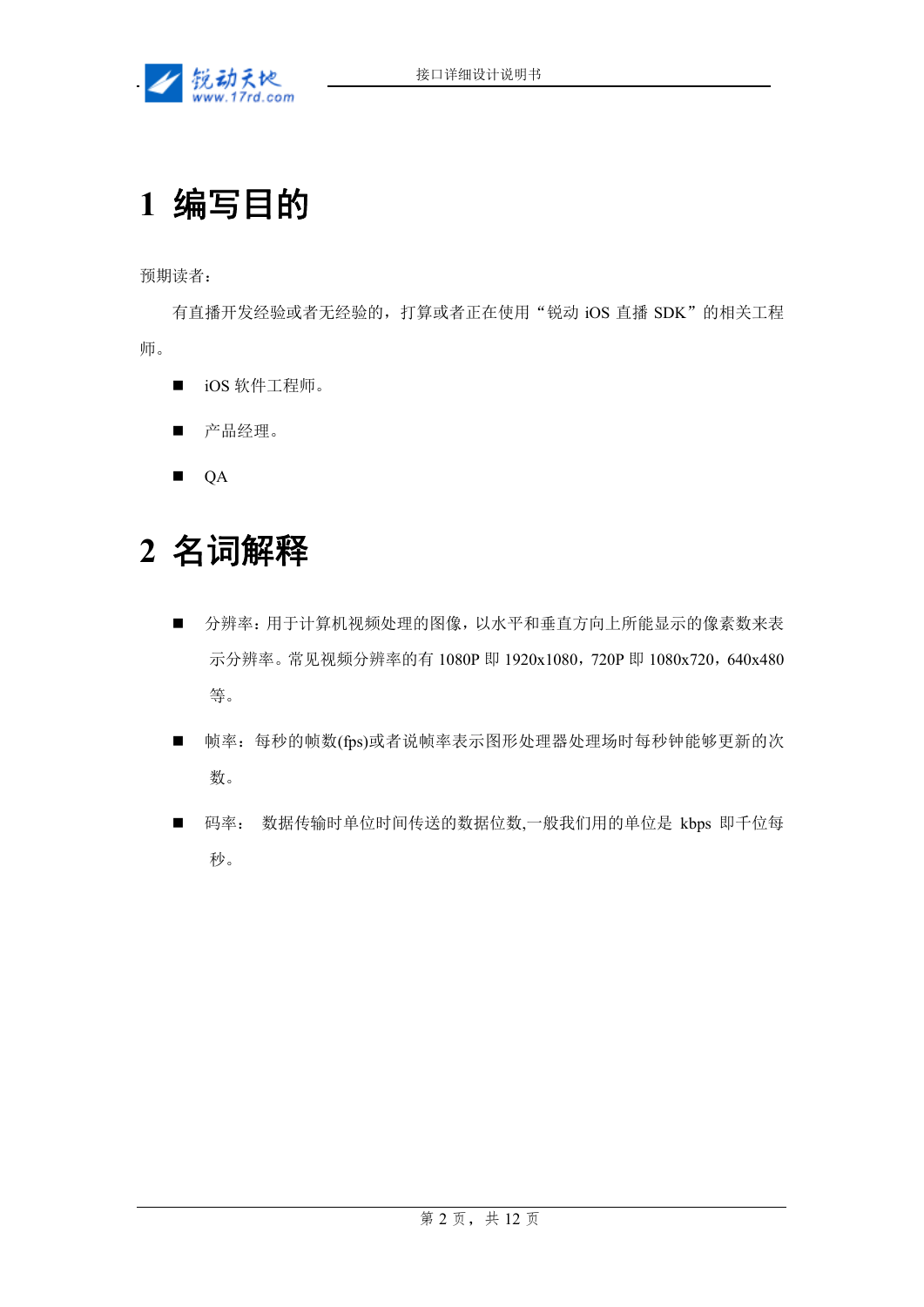# 1 编写目的

预期读者：

有直播开发经验或者无经验的，打算或者正在使用“锐动 iOS 直播 SDK”的相关工程师。

- iOS 软件工程师。
- 产品经理。
- QA

# 2 名词解释

- 分辨率：用于计算机视频处理的图像，以水平和垂直方向上所能显示的像素数来表示分辨率。常见视频分辨率的有 1080P 即 1920x1080，720P 即 1080x720，640x480 等。
- 帧率：每秒的帧数(fps)或者说帧率表示图形处理器处理场时每秒钟能够更新的次数。
- 码率： 数据传输时单位时间传送的数据位数,一般我们用的单位是 kbps 即千位每秒。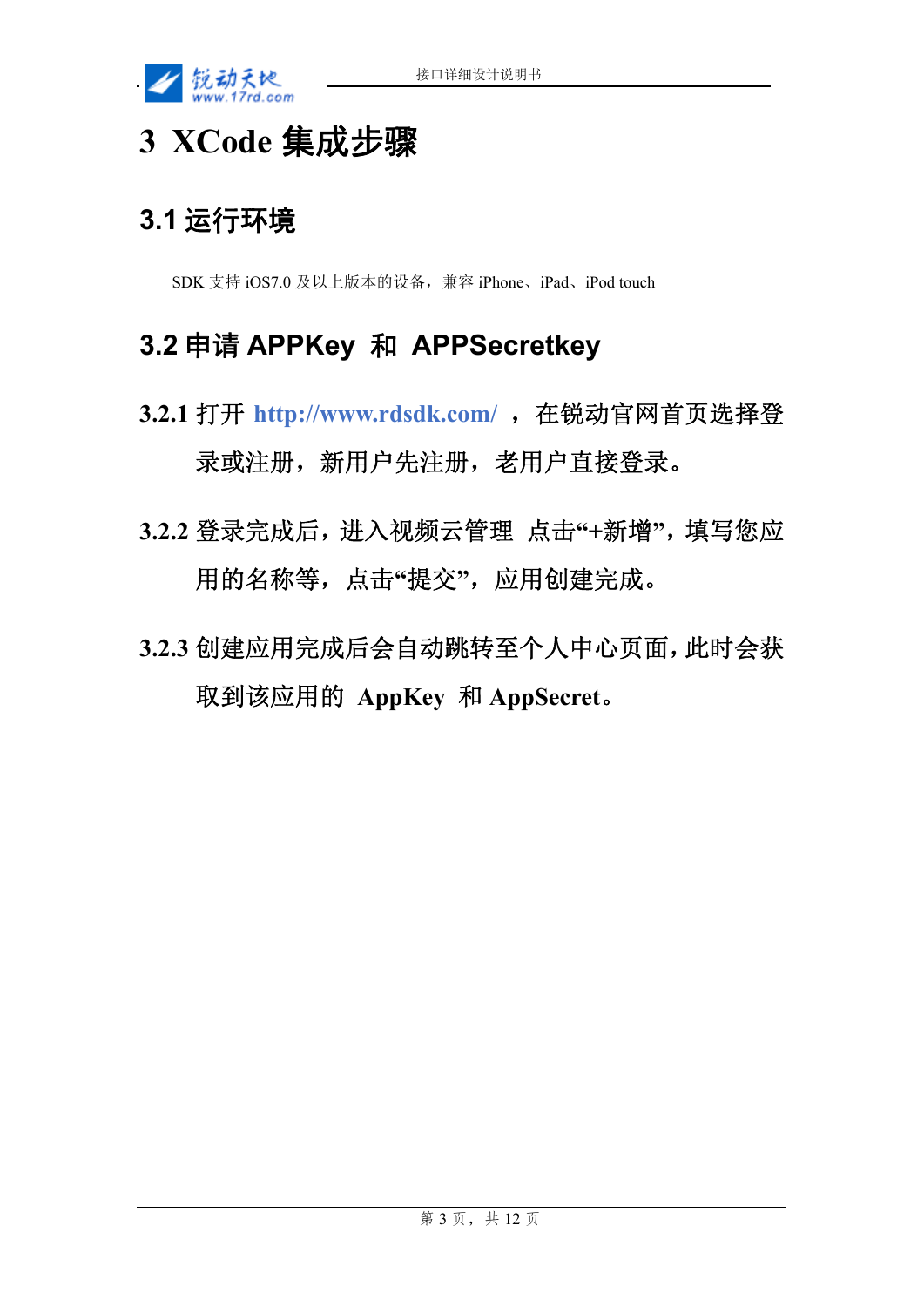# 3 XCode 集成步骤

## 3.1 运行环境

SDK 支持 iOS7.0 及以上版本的设备，兼容 iPhone、iPad、iPod touch

## 3.2 申请 APPKey 和 APPSecretkey

**3.2.1 打开 http://www.rdsdk.com/ ，在锐动官网首页选择登录或注册，新用户先注册，老用户直接登录。**

**3.2.2 登录完成后，进入视频云管理 点击"+新增"，填写您应用的名称等，点击"提交"，应用创建完成。**

**3.2.3 创建应用完成后会自动跳转至个人中心页面，此时会获取到该应用的 AppKey 和 AppSecret。**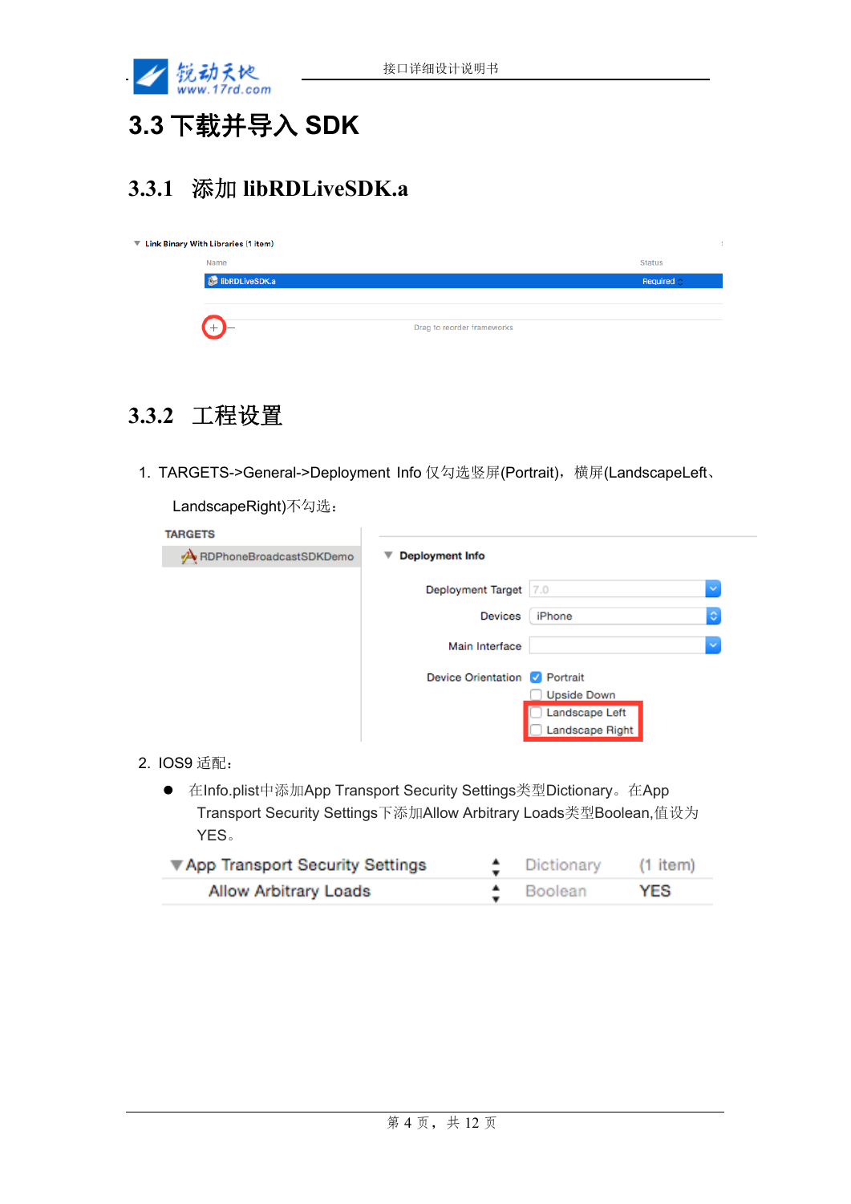## 3.3 下载并导入 SDK

### 3.3.1 添加 libRDLiveSDK.a

### 3.3.2 工程设置

1. TARGETS->General->Deployment Info 仅勾选竖屏(Portrait)，横屏(LandscapeLeft、LandscapeRight)不勾选：

2. IOS9 适配：

- 在Info.plist中添加App Transport Security Settings类型Dictionary。在App Transport Security Settings下添加Allow Arbitrary Loads类型Boolean,值设为YES。

| | | |
|---|---|---|
| ▼App Transport Security Settings | Dictionary | (1 item) |
| Allow Arbitrary Loads | Boolean | YES |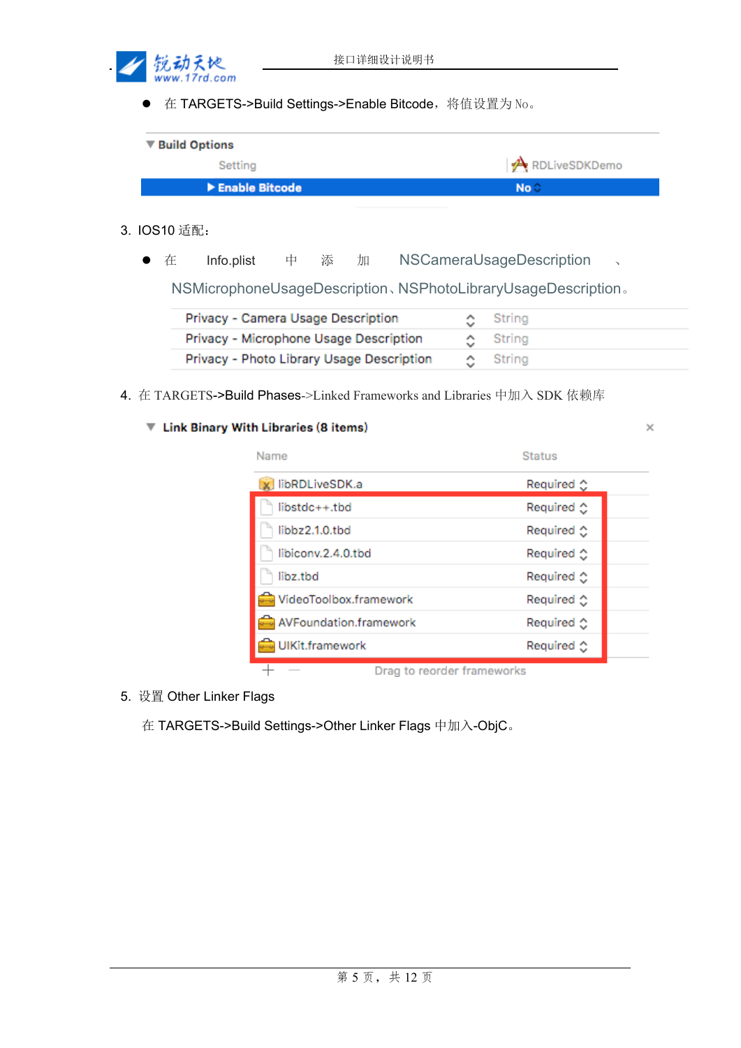- 在 TARGETS->Build Settings->Enable Bitcode，将值设置为 No。

| Build Options | |
|---|---|
| Setting | RDLiveSDKDemo |
| **Enable Bitcode** | **No** |

3. IOS10 适配：

- 在 Info.plist 中 添 加 NSCameraUsageDescription 、NSMicrophoneUsageDescription、NSPhotoLibraryUsageDescription。

| | |
|---|---|
| Privacy - Camera Usage Description | String |
| Privacy - Microphone Usage Description | String |
| Privacy - Photo Library Usage Description | String |

4. 在 TARGETS->Build Phases->Linked Frameworks and Libraries 中加入 SDK 依赖库

**Link Binary With Libraries (8 items)**

| Name | Status |
|---|---|
| libRDLiveSDK.a | Required |
| libstdc++.tbd | Required |
| libbz2.1.0.tbd | Required |
| libiconv.2.4.0.tbd | Required |
| libz.tbd | Required |
| VideoToolbox.framework | Required |
| AVFoundation.framework | Required |
| UIKit.framework | Required |

Drag to reorder frameworks

5. 设置 Other Linker Flags

在 TARGETS->Build Settings->Other Linker Flags 中加入-ObjC。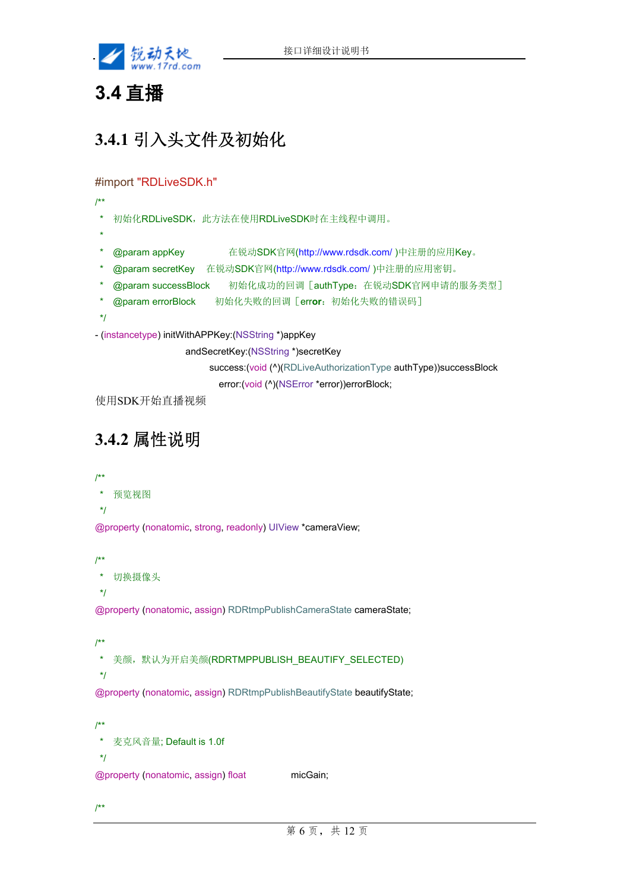# 3.4 直播

## 3.4.1 引入头文件及初始化

```
#import "RDLiveSDK.h"
/**
 *  初始化RDLiveSDK，此方法在使用RDLiveSDK时在主线程中调用。
 *
 *  @param appKey            在锐动SDK官网(http://www.rdsdk.com/ )中注册的应用Key。
 *  @param secretKey    在锐动SDK官网(http://www.rdsdk.com/ )中注册的应用密钥。
 *  @param successBlock     初始化成功的回调［authType：在锐动SDK官网申请的服务类型］
 *  @param errorBlock     初始化失败的回调［error：初始化失败的错误码］
 */
- (instancetype) initWithAPPKey:(NSString *)appKey
                   andSecretKey:(NSString *)secretKey
                        success:(void (^)(RDLiveAuthorizationType authType))successBlock
                          error:(void (^)(NSError *error))errorBlock;
```

使用SDK开始直播视频

## 3.4.2 属性说明

```
/**
 *  预览视图
 */
@property (nonatomic, strong, readonly) UIView *cameraView;

/**
 *  切换摄像头
 */
@property (nonatomic, assign) RDRtmpPublishCameraState cameraState;

/**
 *  美颜，默认为开启美颜(RDRTMPPUBLISH_BEAUTIFY_SELECTED)
 */
@property (nonatomic, assign) RDRtmpPublishBeautifyState beautifyState;

/**
 *  麦克风音量; Default is 1.0f
 */
@property (nonatomic, assign) float            micGain;

/**
```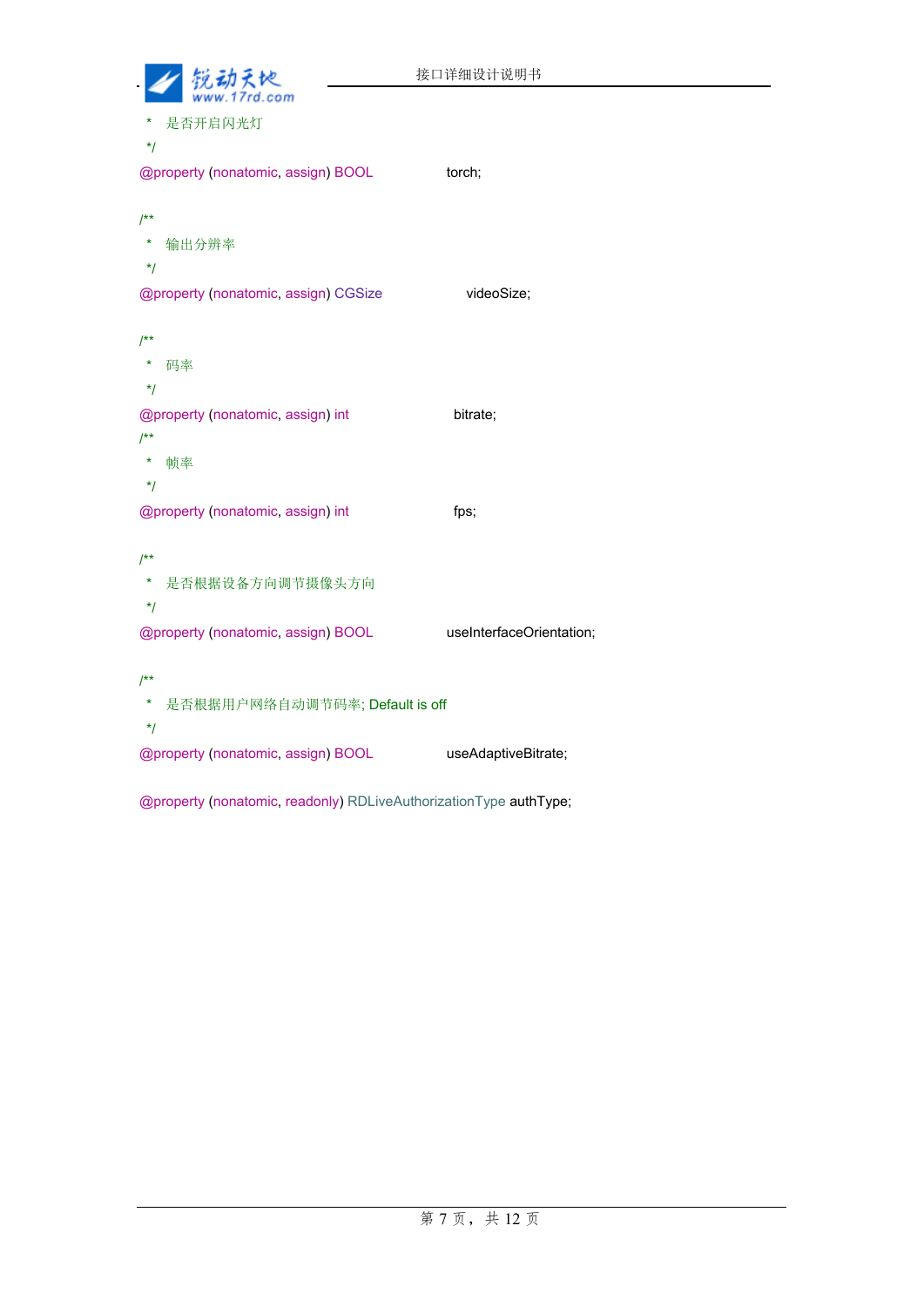```
 *  是否开启闪光灯
 */
@property (nonatomic, assign) BOOL              torch;

/**
 *  输出分辨率
 */
@property (nonatomic, assign) CGSize             videoSize;

/**
 *  码率
 */
@property (nonatomic, assign) int               bitrate;
/**
 *  帧率
 */
@property (nonatomic, assign) int               fps;

/**
 *  是否根据设备方向调节摄像头方向
 */
@property (nonatomic, assign) BOOL              useInterfaceOrientation;

/**
 *  是否根据用户网络自动调节码率; Default is off
 */
@property (nonatomic, assign) BOOL              useAdaptiveBitrate;

@property (nonatomic, readonly) RDLiveAuthorizationType authType;
```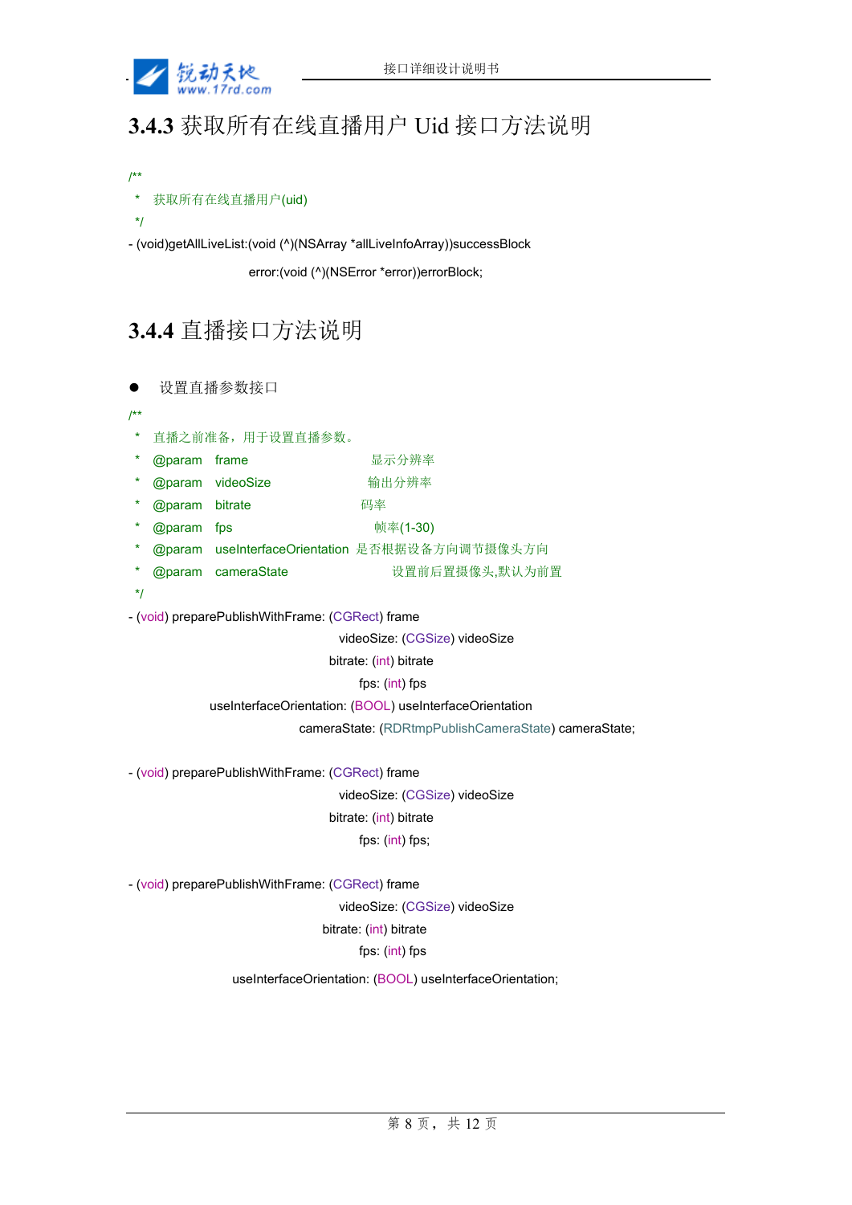### 3.4.3 获取所有在线直播用户 Uid 接口方法说明

```
/**
 *  获取所有在线直播用户(uid)
 */
- (void)getAllLiveList:(void (^)(NSArray *allLiveInfoArray))successBlock
                 error:(void (^)(NSError *error))errorBlock;
```

### 3.4.4 直播接口方法说明

- 设置直播参数接口

```
/**
 *  直播之前准备，用于设置直播参数。
 *  @param  frame                    显示分辨率
 *  @param  videoSize                输出分辨率
 *  @param  bitrate                  码率
 *  @param  fps                      帧率(1-30)
 *  @param  useInterfaceOrientation  是否根据设备方向调节摄像头方向
 *  @param  cameraState              设置前后置摄像头,默认为前置
 */
- (void) preparePublishWithFrame: (CGRect) frame
                       videoSize: (CGSize) videoSize
                         bitrate: (int) bitrate
                             fps: (int) fps
         useInterfaceOrientation: (BOOL) useInterfaceOrientation
                     cameraState: (RDRtmpPublishCameraState) cameraState;

- (void) preparePublishWithFrame: (CGRect) frame
                       videoSize: (CGSize) videoSize
                         bitrate: (int) bitrate
                             fps: (int) fps;

- (void) preparePublishWithFrame: (CGRect) frame
                       videoSize: (CGSize) videoSize
                         bitrate: (int) bitrate
                             fps: (int) fps
         useInterfaceOrientation: (BOOL) useInterfaceOrientation;
```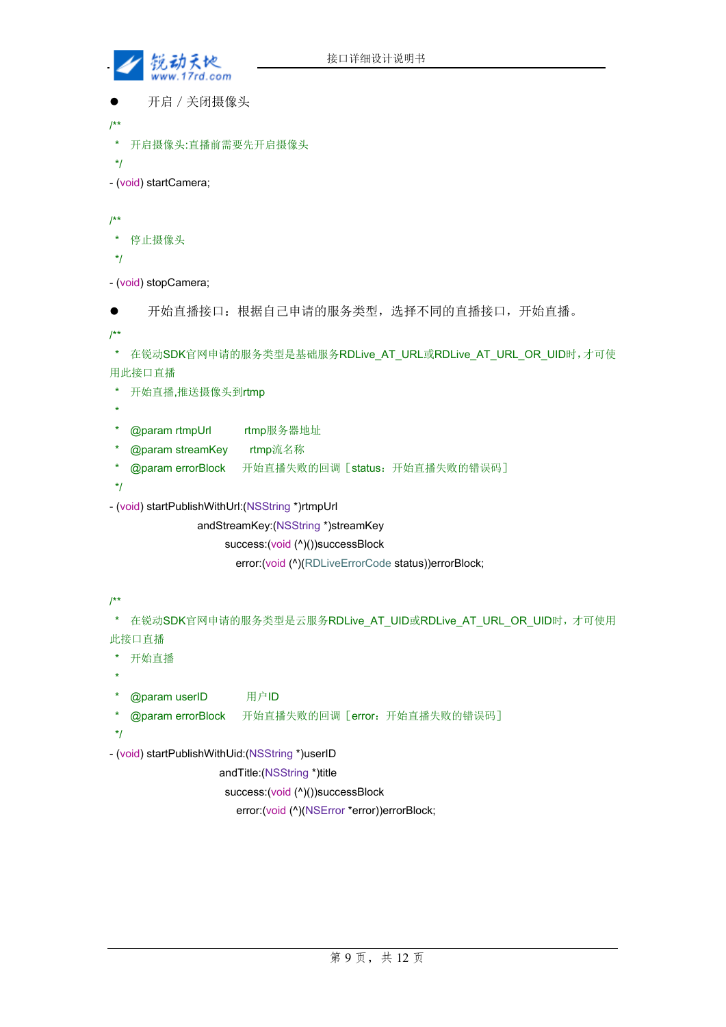- 开启 / 关闭摄像头

```
/**
 *  开启摄像头:直播前需要先开启摄像头
 */
- (void) startCamera;

/**
 *  停止摄像头
 */
- (void) stopCamera;
```

- 开始直播接口：根据自己申请的服务类型，选择不同的直播接口，开始直播。

```
/**
 *  在锐动SDK官网申请的服务类型是基础服务RDLive_AT_URL或RDLive_AT_URL_OR_UID时，才可使用此接口直播
 *  开始直播,推送摄像头到rtmp
 *
 *  @param rtmpUrl         rtmp服务器地址
 *  @param streamKey       rtmp流名称
 *  @param errorBlock      开始直播失败的回调［status：开始直播失败的错误码］
 */
- (void) startPublishWithUrl:(NSString *)rtmpUrl
                andStreamKey:(NSString *)streamKey
                     success:(void (^)())successBlock
                       error:(void (^)(RDLiveErrorCode status))errorBlock;

/**
 *  在锐动SDK官网申请的服务类型是云服务RDLive_AT_UID或RDLive_AT_URL_OR_UID时，才可使用此接口直播
 *  开始直播
 *
 *  @param userID          用户ID
 *  @param errorBlock      开始直播失败的回调［error：开始直播失败的错误码］
 */
- (void) startPublishWithUid:(NSString *)userID
                    andTitle:(NSString *)title
                     success:(void (^)())successBlock
                       error:(void (^)(NSError *error))errorBlock;
```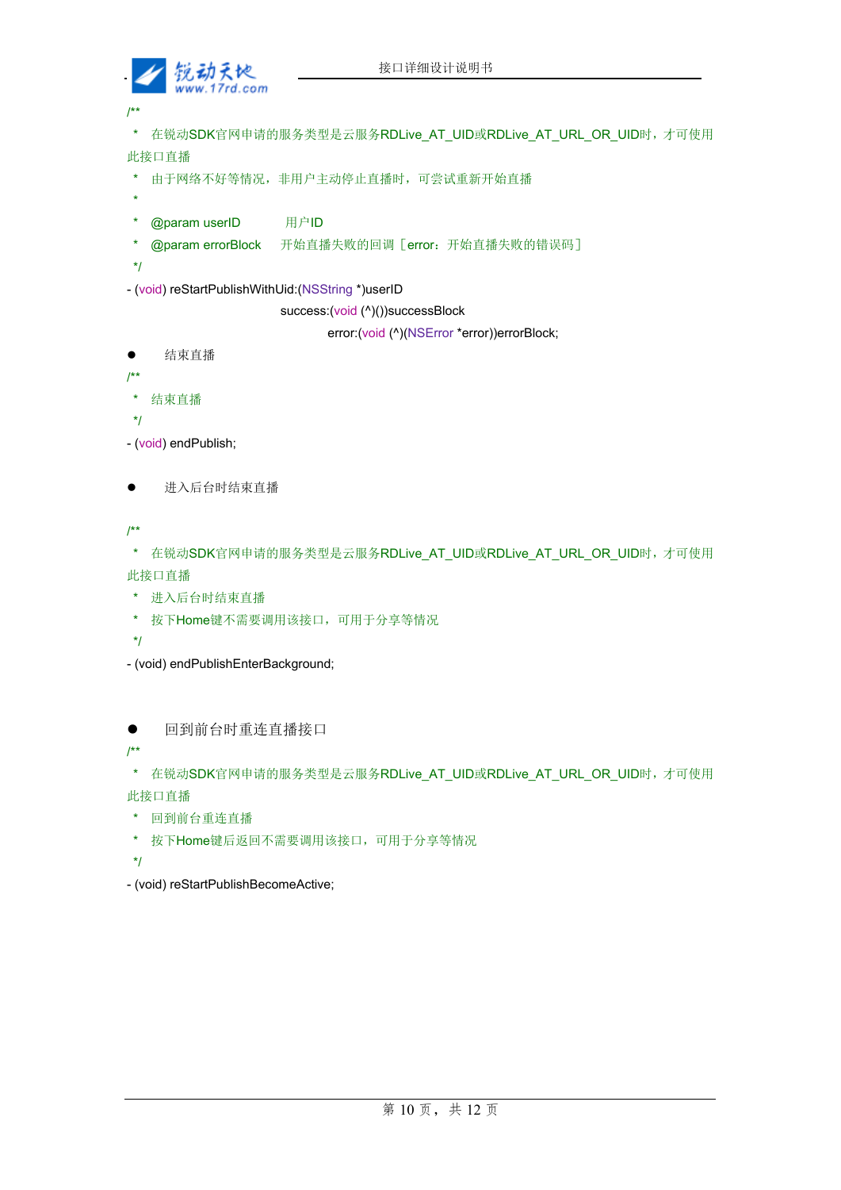```
/**
 * 在锐动SDK官网申请的服务类型是云服务RDLive_AT_UID或RDLive_AT_URL_OR_UID时，才可使用此接口直播
 * 由于网络不好等情况，非用户主动停止直播时，可尝试重新开始直播
 *
 * @param userID         用户ID
 * @param errorBlock     开始直播失败的回调［error：开始直播失败的错误码］
 */
- (void) reStartPublishWithUid:(NSString *)userID
                       success:(void (^)())successBlock
                         error:(void (^)(NSError *error))errorBlock;
```

- 结束直播

```
/**
 * 结束直播
 */
- (void) endPublish;
```

- 进入后台时结束直播

```
/**
 * 在锐动SDK官网申请的服务类型是云服务RDLive_AT_UID或RDLive_AT_URL_OR_UID时，才可使用此接口直播
 * 进入后台时结束直播
 * 按下Home键不需要调用该接口，可用于分享等情况
 */
- (void) endPublishEnterBackground;
```

- 回到前台时重连直播接口

```
/**
 * 在锐动SDK官网申请的服务类型是云服务RDLive_AT_UID或RDLive_AT_URL_OR_UID时，才可使用此接口直播
 * 回到前台重连直播
 * 按下Home键后返回不需要调用该接口，可用于分享等情况
 */
- (void) reStartPublishBecomeActive;
```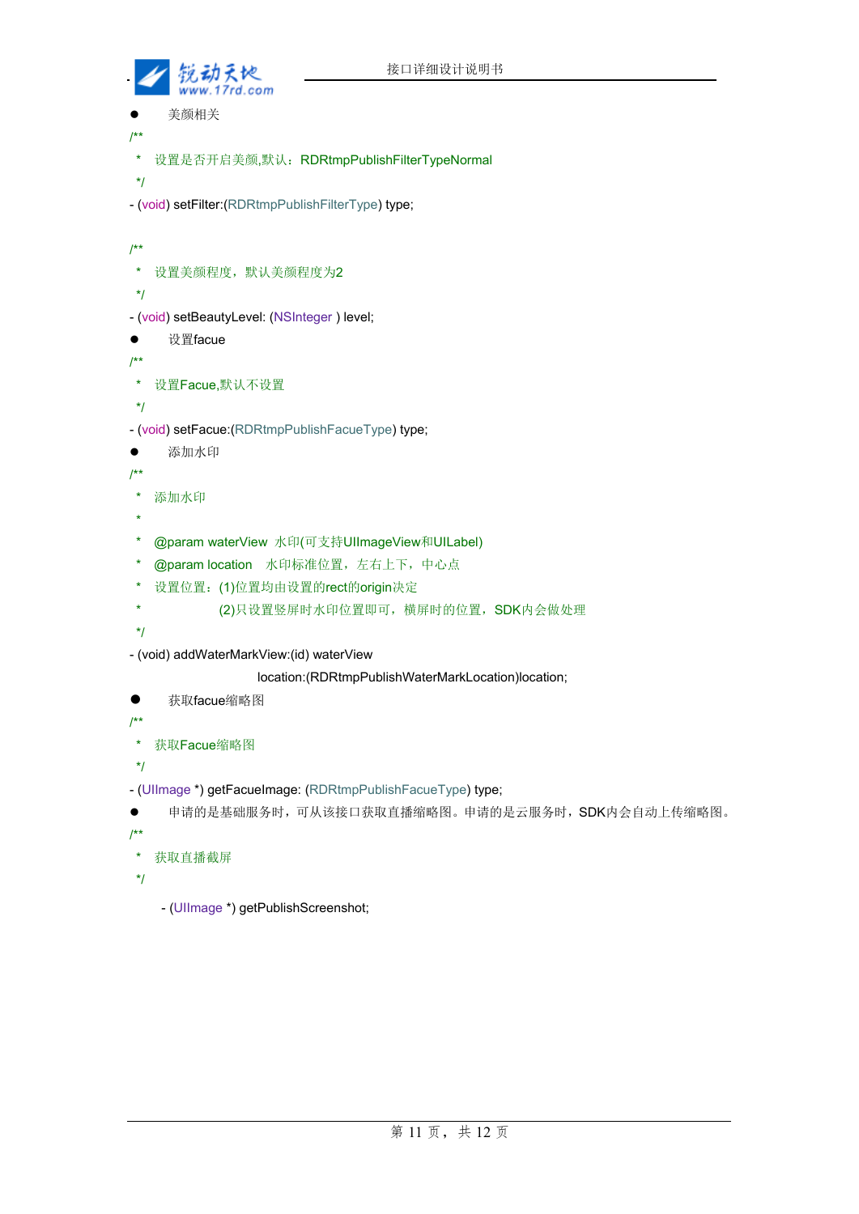- 美颜相关

```
/**
 * 设置是否开启美颜,默认：RDRtmpPublishFilterTypeNormal
 */
- (void) setFilter:(RDRtmpPublishFilterType) type;

/**
 * 设置美颜程度，默认美颜程度为2
 */
- (void) setBeautyLevel: (NSInteger ) level;
```

- 设置facue

```
/**
 * 设置Facue,默认不设置
 */
- (void) setFacue:(RDRtmpPublishFacueType) type;
```

- 添加水印

```
/**
 * 添加水印
 *
 * @param waterView 水印(可支持UIImageView和UILabel)
 * @param location 水印标准位置，左右上下，中心点
 * 设置位置：(1)位置均由设置的rect的origin决定
 *           (2)只设置竖屏时水印位置即可，横屏时的位置，SDK内会做处理
 */
- (void) addWaterMarkView:(id) waterView
                    location:(RDRtmpPublishWaterMarkLocation)location;
```

- 获取facue缩略图

```
/**
 * 获取Facue缩略图
 */
- (UIImage *) getFacueImage: (RDRtmpPublishFacueType) type;
```

- 申请的是基础服务时，可从该接口获取直播缩略图。申请的是云服务时，SDK内会自动上传缩略图。

```
/**
 * 获取直播截屏
 */
    - (UIImage *) getPublishScreenshot;
```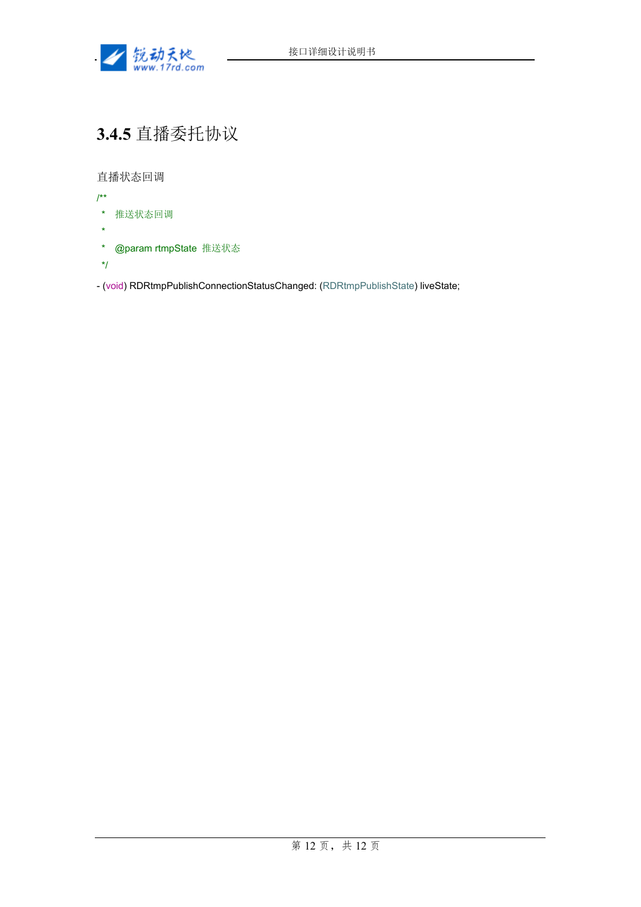### 3.4.5 直播委托协议

直播状态回调

```
/**
 *  推送状态回调
 *
 *  @param rtmpState  推送状态
 */
- (void) RDRtmpPublishConnectionStatusChanged: (RDRtmpPublishState) liveState;
```